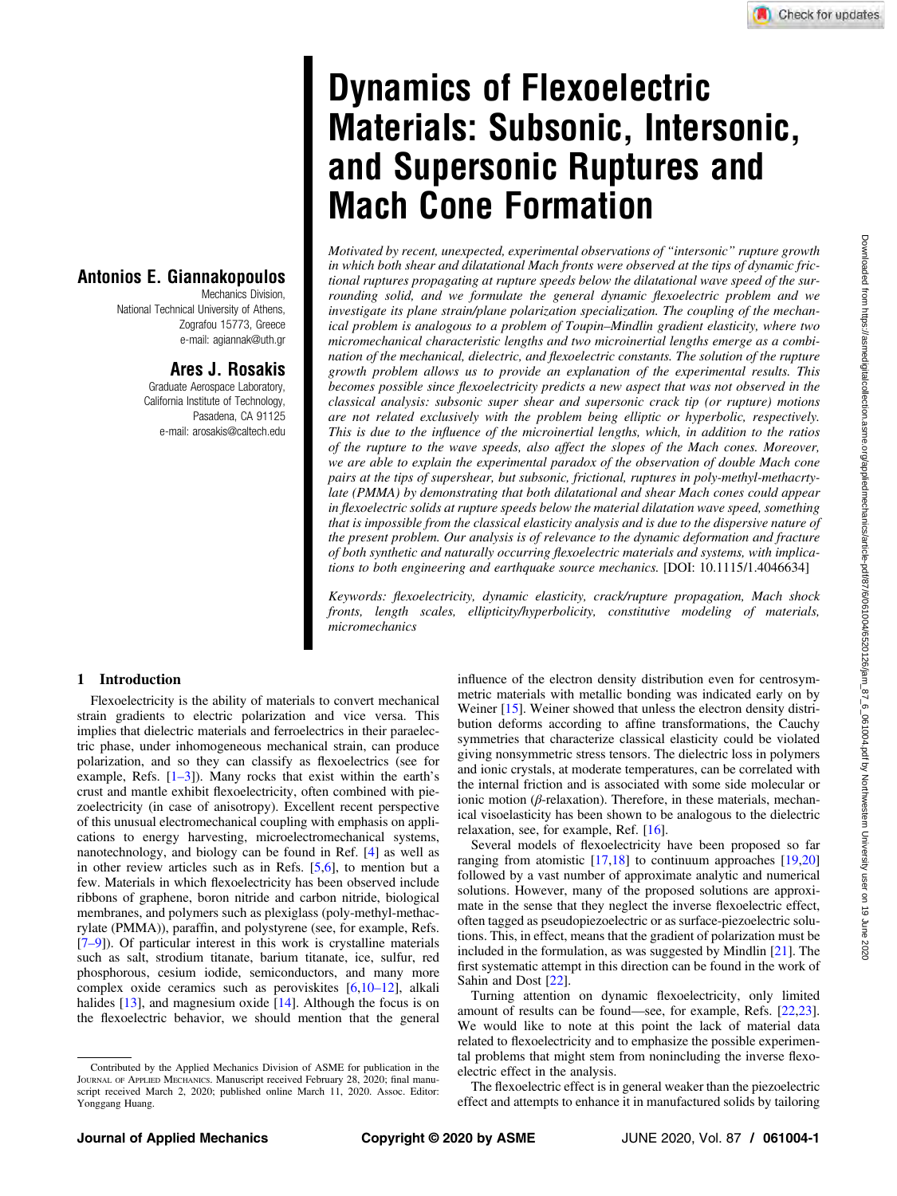# Dynamics of Flexoelectric Materials: Subsonic, Intersonic, and Supersonic Ruptures and Mach Cone Formation

**Antonios E. Giannakopoulos**
Mechanics Division,
National Technical University of Athens,
Zografou 15773, Greece
e-mail: agiannak@uth.gr

**Ares J. Rosakis**
Graduate Aerospace Laboratory,
California Institute of Technology,
Pasadena, CA 91125
e-mail: arosakis@caltech.edu

*Motivated by recent, unexpected, experimental observations of "intersonic" rupture growth in which both shear and dilatational Mach fronts were observed at the tips of dynamic frictional ruptures propagating at rupture speeds below the dilatational wave speed of the surrounding solid, and we formulate the general dynamic flexoelectric problem and we investigate its plane strain/plane polarization specialization. The coupling of the mechanical problem is analogous to a problem of Toupin–Mindlin gradient elasticity, where two micromechanical characteristic lengths and two microinertial lengths emerge as a combination of the mechanical, dielectric, and flexoelectric constants. The solution of the rupture growth problem allows us to provide an explanation of the experimental results. This becomes possible since flexoelectricity predicts a new aspect that was not observed in the classical analysis: subsonic super shear and supersonic crack tip (or rupture) motions are not related exclusively with the problem being elliptic or hyperbolic, respectively. This is due to the influence of the microinertial lengths, which, in addition to the ratios of the rupture to the wave speeds, also affect the slopes of the Mach cones. Moreover, we are able to explain the experimental paradox of the observation of double Mach cone pairs at the tips of supershear, but subsonic, frictional, ruptures in poly-methyl-methacrtylate (PMMA) by demonstrating that both dilatational and shear Mach cones could appear in flexoelectric solids at rupture speeds below the material dilatation wave speed, something that is impossible from the classical elasticity analysis and is due to the dispersive nature of the present problem. Our analysis is of relevance to the dynamic deformation and fracture of both synthetic and naturally occurring flexoelectric materials and systems, with implications to both engineering and earthquake source mechanics.* [DOI: 10.1115/1.4046634]

*Keywords: flexoelectricity, dynamic elasticity, crack/rupture propagation, Mach shock fronts, length scales, ellipticity/hyperbolicity, constitutive modeling of materials, micromechanics*

## 1 Introduction

Flexoelectricity is the ability of materials to convert mechanical strain gradients to electric polarization and vice versa. This implies that dielectric materials and ferroelectrics in their paraelectric phase, under inhomogeneous mechanical strain, can produce polarization, and so they can classify as flexoelectrics (see for example, Refs. [1–3]). Many rocks that exist within the earth's crust and mantle exhibit flexoelectricity, often combined with piezoelectricity (in case of anisotropy). Excellent recent perspective of this unusual electromechanical coupling with emphasis on applications to energy harvesting, microelectromechanical systems, nanotechnology, and biology can be found in Ref. [4] as well as in other review articles such as in Refs. [5,6], to mention but a few. Materials in which flexoelectricity has been observed include ribbons of graphene, boron nitride and carbon nitride, biological membranes, and polymers such as plexiglass (poly-methyl-methacrylate (PMMA)), paraffin, and polystyrene (see, for example, Refs. [7–9]). Of particular interest in this work is crystalline materials such as salt, strodium titanate, barium titanate, ice, sulfur, red phosphorous, cesium iodide, semiconductors, and many more complex oxide ceramics such as perovskites [6,10–12], alkali halides [13], and magnesium oxide [14]. Although the focus is on the flexoelectric behavior, we should mention that the general influence of the electron density distribution even for centrosymmetric materials with metallic bonding was indicated early on by Weiner [15]. Weiner showed that unless the electron density distribution deforms according to affine transformations, the Cauchy symmetries that characterize classical elasticity could be violated giving nonsymmetric stress tensors. The dielectric loss in polymers and ionic crystals, at moderate temperatures, can be correlated with the internal friction and is associated with some side molecular or ionic motion ($\beta$-relaxation). Therefore, in these materials, mechanical visoelasticity has been shown to be analogous to the dielectric relaxation, see, for example, Ref. [16].

Several models of flexoelectricity have been proposed so far ranging from atomistic [17,18] to continuum approaches [19,20] followed by a vast number of approximate analytic and numerical solutions. However, many of the proposed solutions are approximate in the sense that they neglect the inverse flexoelectric effect, often tagged as pseudopiezoelectric or as surface-piezoelectric solutions. This, in effect, means that the gradient of polarization must be included in the formulation, as was suggested by Mindlin [21]. The first systematic attempt in this direction can be found in the work of Sahin and Dost [22].

Turning attention on dynamic flexoelectricity, only limited amount of results can be found—see, for example, Refs. [22,23]. We would like to note at this point the lack of material data related to flexoelectricity and to emphasize the possible experimental problems that might stem from nonincluding the inverse flexoelectric effect in the analysis.

The flexoelectric effect is in general weaker than the piezoelectric effect and attempts to enhance it in manufactured solids by tailoring

---

Contributed by the Applied Mechanics Division of ASME for publication in the Journal of Applied Mechanics. Manuscript received February 28, 2020; final manuscript received March 2, 2020; published online March 11, 2020. Assoc. Editor: Yonggang Huang.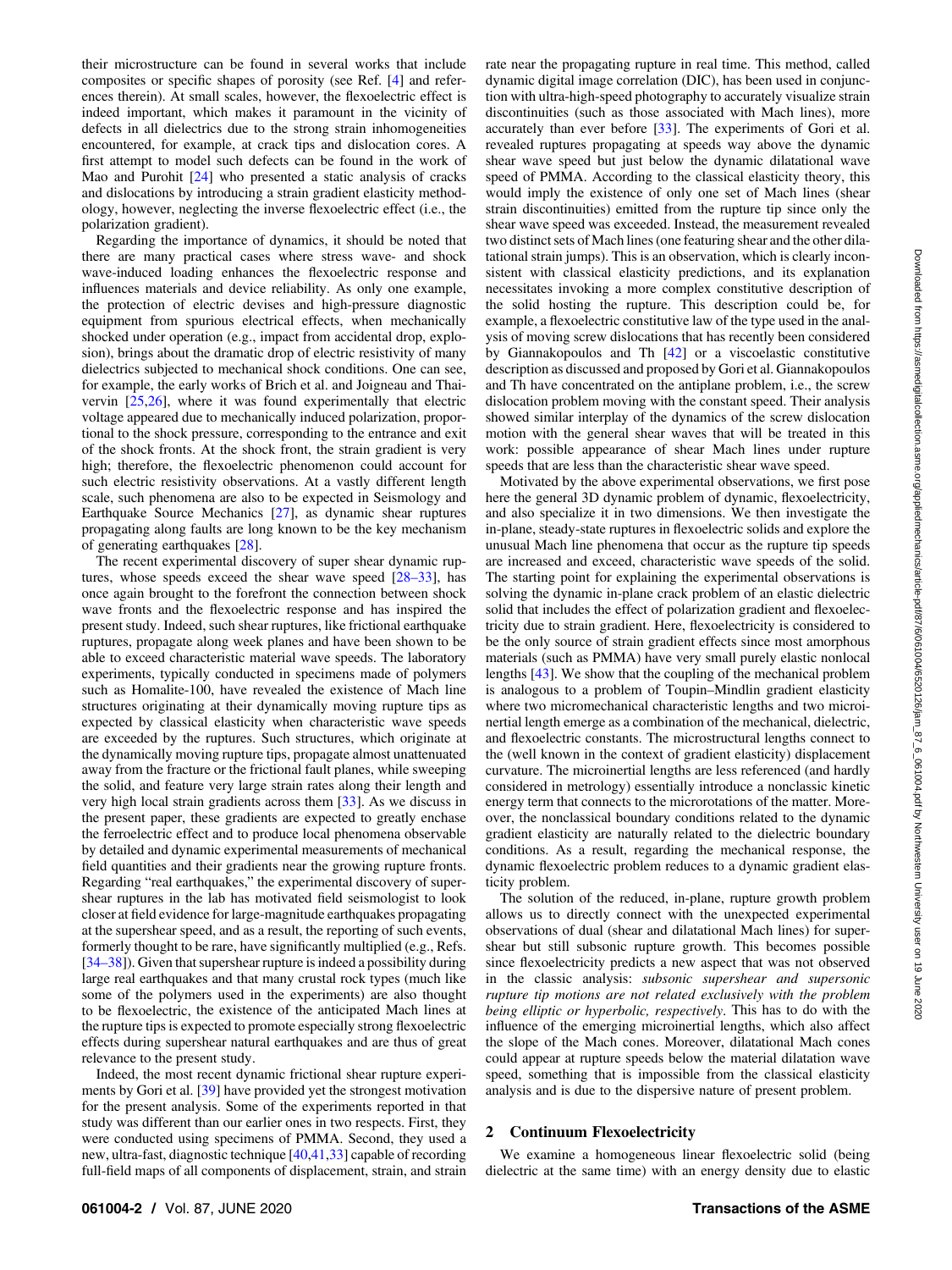their microstructure can be found in several works that include composites or specific shapes of porosity (see Ref. [4] and references therein). At small scales, however, the flexoelectric effect is indeed important, which makes it paramount in the vicinity of defects in all dielectrics due to the strong strain inhomogeneities encountered, for example, at crack tips and dislocation cores. A first attempt to model such defects can be found in the work of Mao and Purohit [24] who presented a static analysis of cracks and dislocations by introducing a strain gradient elasticity methodology, however, neglecting the inverse flexoelectric effect (i.e., the polarization gradient).

Regarding the importance of dynamics, it should be noted that there are many practical cases where stress wave- and shock wave-induced loading enhances the flexoelectric response and influences materials and device reliability. As only one example, the protection of electric devises and high-pressure diagnostic equipment from spurious electrical effects, when mechanically shocked under operation (e.g., impact from accidental drop, explosion), brings about the dramatic drop of electric resistivity of many dielectrics subjected to mechanical shock conditions. One can see, for example, the early works of Brich et al. and Joigneau and Thaivervin [25,26], where it was found experimentally that electric voltage appeared due to mechanically induced polarization, proportional to the shock pressure, corresponding to the entrance and exit of the shock fronts. At the shock front, the strain gradient is very high; therefore, the flexoelectric phenomenon could account for such electric resistivity observations. At a vastly different length scale, such phenomena are also to be expected in Seismology and Earthquake Source Mechanics [27], as dynamic shear ruptures propagating along faults are long known to be the key mechanism of generating earthquakes [28].

The recent experimental discovery of super shear dynamic ruptures, whose speeds exceed the shear wave speed [28–33], has once again brought to the forefront the connection between shock wave fronts and the flexoelectric response and has inspired the present study. Indeed, such shear ruptures, like frictional earthquake ruptures, propagate along week planes and have been shown to be able to exceed characteristic material wave speeds. The laboratory experiments, typically conducted in specimens made of polymers such as Homalite-100, have revealed the existence of Mach line structures originating at their dynamically moving rupture tips as expected by classical elasticity when characteristic wave speeds are exceeded by the ruptures. Such structures, which originate at the dynamically moving rupture tips, propagate almost unattenuated away from the fracture or the frictional fault planes, while sweeping the solid, and feature very large strain rates along their length and very high local strain gradients across them [33]. As we discuss in the present paper, these gradients are expected to greatly enchase the ferroelectric effect and to produce local phenomena observable by detailed and dynamic experimental measurements of mechanical field quantities and their gradients near the growing rupture fronts. Regarding "real earthquakes," the experimental discovery of supershear ruptures in the lab has motivated field seismologist to look closer at field evidence for large-magnitude earthquakes propagating at the supershear speed, and as a result, the reporting of such events, formerly thought to be rare, have significantly multiplied (e.g., Refs. [34–38]). Given that supershear rupture is indeed a possibility during large real earthquakes and that many crustal rock types (much like some of the polymers used in the experiments) are also thought to be flexoelectric, the existence of the anticipated Mach lines at the rupture tips is expected to promote especially strong flexoelectric effects during supershear natural earthquakes and are thus of great relevance to the present study.

Indeed, the most recent dynamic frictional shear rupture experiments by Gori et al. [39] have provided yet the strongest motivation for the present analysis. Some of the experiments reported in that study was different than our earlier ones in two respects. First, they were conducted using specimens of PMMA. Second, they used a new, ultra-fast, diagnostic technique [40,41,33] capable of recording full-field maps of all components of displacement, strain, and strain rate near the propagating rupture in real time. This method, called dynamic digital image correlation (DIC), has been used in conjunction with ultra-high-speed photography to accurately visualize strain discontinuities (such as those associated with Mach lines), more accurately than ever before [33]. The experiments of Gori et al. revealed ruptures propagating at speeds way above the dynamic shear wave speed but just below the dynamic dilatational wave speed of PMMA. According to the classical elasticity theory, this would imply the existence of only one set of Mach lines (shear strain discontinuities) emitted from the rupture tip since only the shear wave speed was exceeded. Instead, the measurement revealed two distinct sets of Mach lines (one featuring shear and the other dilatational strain jumps). This is an observation, which is clearly inconsistent with classical elasticity predictions, and its explanation necessitates invoking a more complex constitutive description of the solid hosting the rupture. This description could be, for example, a flexoelectric constitutive law of the type used in the analysis of moving screw dislocations that has recently been considered by Giannakopoulos and Th [42] or a viscoelastic constitutive description as discussed and proposed by Gori et al. Giannakopoulos and Th have concentrated on the antiplane problem, i.e., the screw dislocation problem moving with the constant speed. Their analysis showed similar interplay of the dynamics of the screw dislocation motion with the general shear waves that will be treated in this work: possible appearance of shear Mach lines under rupture speeds that are less than the characteristic shear wave speed.

Motivated by the above experimental observations, we first pose here the general 3D dynamic problem of dynamic, flexoelectricity, and also specialize it in two dimensions. We then investigate the in-plane, steady-state ruptures in flexoelectric solids and explore the unusual Mach line phenomena that occur as the rupture tip speeds are increased and exceed, characteristic wave speeds of the solid. The starting point for explaining the experimental observations is solving the dynamic in-plane crack problem of an elastic dielectric solid that includes the effect of polarization gradient and flexoelectricity due to strain gradient. Here, flexoelectricity is considered to be the only source of strain gradient effects since most amorphous materials (such as PMMA) have very small purely elastic nonlocal lengths [43]. We show that the coupling of the mechanical problem is analogous to a problem of Toupin–Mindlin gradient elasticity where two micromechanical characteristic lengths and two microinertial length emerge as a combination of the mechanical, dielectric, and flexoelectric constants. The microstructural lengths connect to the (well known in the context of gradient elasticity) displacement curvature. The microinertial lengths are less referenced (and hardly considered in metrology) essentially introduce a nonclassic kinetic energy term that connects to the microrotations of the matter. Moreover, the nonclassical boundary conditions related to the dynamic gradient elasticity are naturally related to the dielectric boundary conditions. As a result, regarding the mechanical response, the dynamic flexoelectric problem reduces to a dynamic gradient elasticity problem.

The solution of the reduced, in-plane, rupture growth problem allows us to directly connect with the unexpected experimental observations of dual (shear and dilatational Mach lines) for supershear but still subsonic rupture growth. This becomes possible since flexoelectricity predicts a new aspect that was not observed in the classic analysis: *subsonic supershear and supersonic rupture tip motions are not related exclusively with the problem being elliptic or hyperbolic, respectively*. This has to do with the influence of the emerging microinertial lengths, which also affect the slope of the Mach cones. Moreover, dilatational Mach cones could appear at rupture speeds below the material dilatation wave speed, something that is impossible from the classical elasticity analysis and is due to the dispersive nature of present problem.

## 2 Continuum Flexoelectricity

We examine a homogeneous linear flexoelectric solid (being dielectric at the same time) with an energy density due to elastic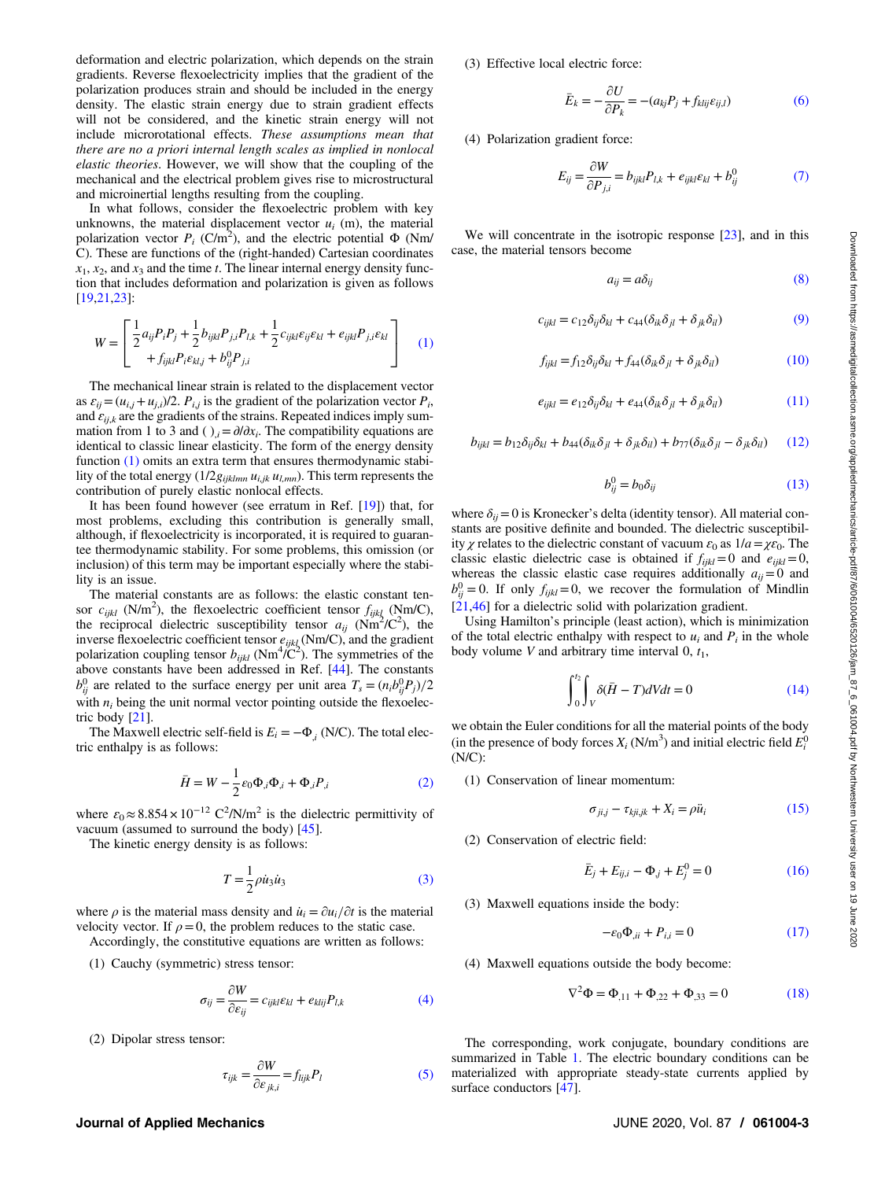deformation and electric polarization, which depends on the strain gradients. Reverse flexoelectricity implies that the gradient of the polarization produces strain and should be included in the energy density. The elastic strain energy due to strain gradient effects will not be considered, and the kinetic strain energy will not include microrotational effects. *These assumptions mean that there are no a priori internal length scales as implied in nonlocal elastic theories*. However, we will show that the coupling of the mechanical and the electrical problem gives rise to microstructural and microinertial lengths resulting from the coupling.

In what follows, consider the flexoelectric problem with key unknowns, the material displacement vector $u_i$ (m), the material polarization vector $P_i$ (C/m$^2$), and the electric potential $\Phi$ (Nm/C). These are functions of the (right-handed) Cartesian coordinates $x_1$, $x_2$, and $x_3$ and the time $t$. The linear internal energy density function that includes deformation and polarization is given as follows [19,21,23]:

$$W = \begin{bmatrix} \frac{1}{2}a_{ij}P_iP_j + \frac{1}{2}b_{ijkl}P_{j,i}P_{l,k} + \frac{1}{2}c_{ijkl}\varepsilon_{ij}\varepsilon_{kl} + e_{ijkl}P_{j,i}\varepsilon_{kl} \\ + f_{ijkl}P_i\varepsilon_{kl,j} + b^0_{ij}P_{j,i} \end{bmatrix} \tag{1}$$

The mechanical linear strain is related to the displacement vector as $\varepsilon_{ij} = (u_{i,j} + u_{j,i})/2$. $P_{i,j}$ is the gradient of the polarization vector $P_i$, and $\varepsilon_{ij,k}$ are the gradients of the strains. Repeated indices imply summation from 1 to 3 and $(\ )_{,i} = \partial/\partial x_i$. The compatibility equations are identical to classic linear elasticity. The form of the energy density function (1) omits an extra term that ensures thermodynamic stability of the total energy ($1/2 g_{ijklmn}\, u_{i,jk}\, u_{l,mn}$). This term represents the contribution of purely elastic nonlocal effects.

It has been found however (see erratum in Ref. [19]) that, for most problems, excluding this contribution is generally small, although, if flexoelectricity is incorporated, it is required to guarantee thermodynamic stability. For some problems, this omission (or inclusion) of this term may be important especially where the stability is an issue.

The material constants are as follows: the elastic constant tensor $c_{ijkl}$ (N/m$^2$), the flexoelectric coefficient tensor $f_{ijkl}$ (Nm/C), the reciprocal dielectric susceptibility tensor $a_{ij}$ (Nm$^2$/C$^2$), the inverse flexoelectric coefficient tensor $e_{ijkl}$ (Nm/C), and the gradient polarization coupling tensor $b_{ijkl}$ (Nm$^4$/C$^2$). The symmetries of the above constants have been addressed in Ref. [44]. The constants $b^0_{ij}$ are related to the surface energy per unit area $T_s = (n_i b^0_{ij} P_j)/2$ with $n_i$ being the unit normal vector pointing outside the flexoelectric body [21].

The Maxwell electric self-field is $E_i = -\Phi_{,i}$ (N/C). The total electric enthalpy is as follows:

$$\bar{H} = W - \frac{1}{2}\varepsilon_0 \Phi_{,i}\Phi_{,i} + \Phi_{,i}P_i \tag{2}$$

where $\varepsilon_0 \approx 8.854 \times 10^{-12}$ C$^2$/N/m$^2$ is the dielectric permittivity of vacuum (assumed to surround the body) [45].

The kinetic energy density is as follows:

$$T = \frac{1}{2}\rho \dot{u}_3 \dot{u}_3 \tag{3}$$

where $\rho$ is the material mass density and $\dot{u}_i = \partial u_i/\partial t$ is the material velocity vector. If $\rho = 0$, the problem reduces to the static case.

Accordingly, the constitutive equations are written as follows:

(1) Cauchy (symmetric) stress tensor:

$$\sigma_{ij} = \frac{\partial W}{\partial \varepsilon_{ij}} = c_{ijkl}\varepsilon_{kl} + e_{klij}P_{l,k} \tag{4}$$

(2) Dipolar stress tensor:

$$\tau_{ijk} = \frac{\partial W}{\partial \varepsilon_{jk,i}} = f_{lijk}P_l \tag{5}$$

(3) Effective local electric force:

$$\bar{E}_k = -\frac{\partial U}{\partial P_k} = -(a_{kj}P_j + f_{klij}\varepsilon_{ij,l}) \tag{6}$$

(4) Polarization gradient force:

$$E_{ij} = \frac{\partial W}{\partial P_{j,i}} = b_{ijkl}P_{l,k} + e_{ijkl}\varepsilon_{kl} + b^0_{ij} \tag{7}$$

We will concentrate in the isotropic response [23], and in this case, the material tensors become

$$a_{ij} = a\delta_{ij} \tag{8}$$

$$c_{ijkl} = c_{12}\delta_{ij}\delta_{kl} + c_{44}(\delta_{ik}\delta_{jl} + \delta_{jk}\delta_{il}) \tag{9}$$

$$f_{ijkl} = f_{12}\delta_{ij}\delta_{kl} + f_{44}(\delta_{ik}\delta_{jl} + \delta_{jk}\delta_{il}) \tag{10}$$

$$e_{ijkl} = e_{12}\delta_{ij}\delta_{kl} + e_{44}(\delta_{ik}\delta_{jl} + \delta_{jk}\delta_{il}) \tag{11}$$

$$b_{ijkl} = b_{12}\delta_{ij}\delta_{kl} + b_{44}(\delta_{ik}\delta_{jl} + \delta_{jk}\delta_{il}) + b_{77}(\delta_{ik}\delta_{jl} - \delta_{jk}\delta_{il}) \tag{12}$$

$$b^0_{ij} = b_0\delta_{ij} \tag{13}$$

where $\delta_{ij} = 0$ is Kronecker's delta (identity tensor). All material constants are positive definite and bounded. The dielectric susceptibility $\chi$ relates to the dielectric constant of vacuum $\varepsilon_0$ as $1/a = \chi\varepsilon_0$. The classic elastic dielectric case is obtained if $f_{ijkl} = 0$ and $e_{ijkl} = 0$, whereas the classic elastic case requires additionally $a_{ij} = 0$ and $b^0_{ij} = 0$. If only $f_{ijkl} = 0$, we recover the formulation of Mindlin [21,46] for a dielectric solid with polarization gradient.

Using Hamilton's principle (least action), which is minimization of the total electric enthalpy with respect to $u_i$ and $P_i$ in the whole body volume $V$ and arbitrary time interval 0, $t_1$,

$$\int_0^{t_2}\int_V \delta(\bar{H} - T)dVdt = 0 \tag{14}$$

we obtain the Euler conditions for all the material points of the body (in the presence of body forces $X_i$ (N/m$^3$) and initial electric field $E^0_i$ (N/C):

(1) Conservation of linear momentum:

$$\sigma_{ji,j} - \tau_{kji,jk} + X_i = \rho \ddot{u}_i \tag{15}$$

(2) Conservation of electric field:

$$\bar{E}_j + E_{ij,i} - \Phi_{,j} + E^0_j = 0 \tag{16}$$

(3) Maxwell equations inside the body:

$$-\varepsilon_0\Phi_{,ii} + P_{i,i} = 0 \tag{17}$$

(4) Maxwell equations outside the body become:

$$\nabla^2\Phi = \Phi_{,11} + \Phi_{,22} + \Phi_{,33} = 0 \tag{18}$$

The corresponding, work conjugate, boundary conditions are summarized in Table 1. The electric boundary conditions can be materialized with appropriate steady-state currents applied by surface conductors [47].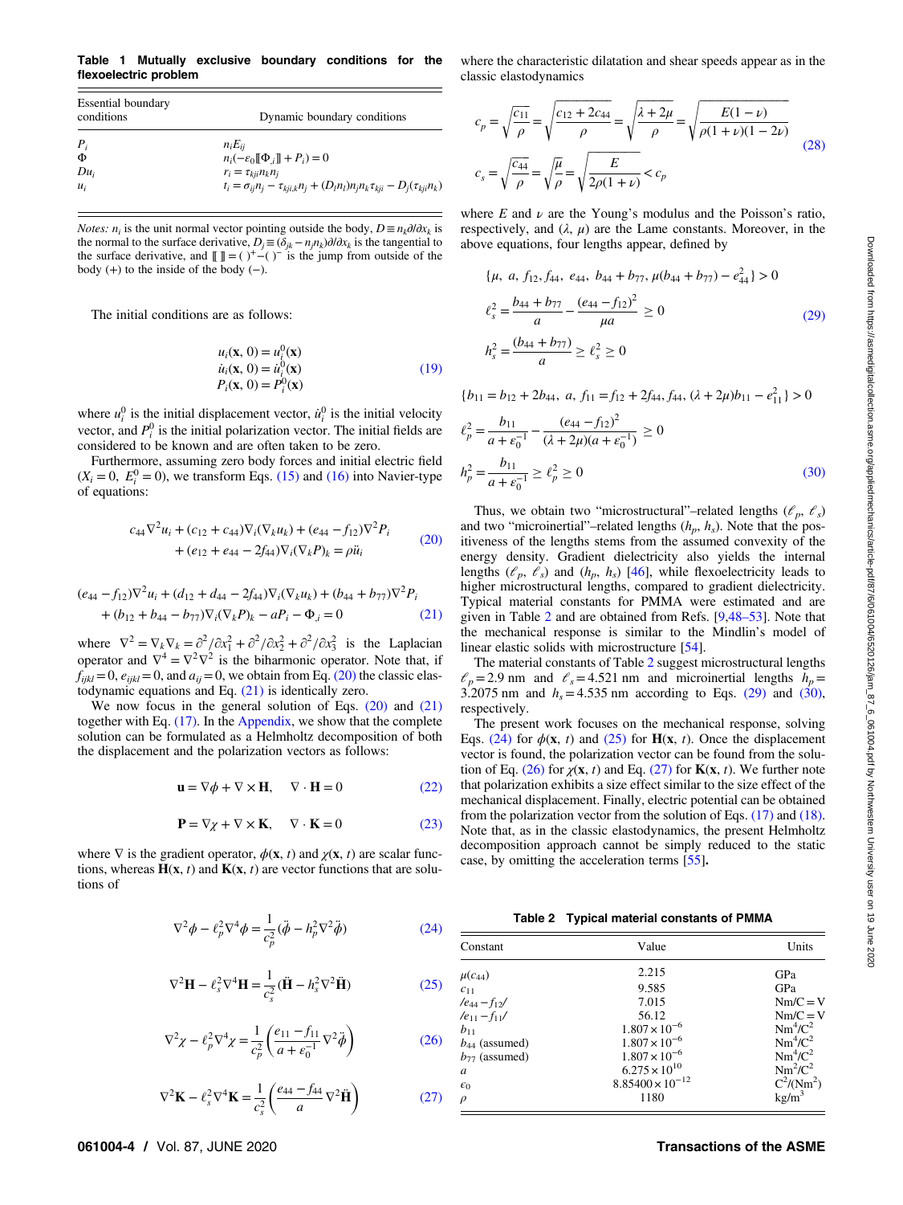**Table 1 Mutually exclusive boundary conditions for the flexoelectric problem**

| Essential boundary conditions | Dynamic boundary conditions |
|---|---|
| $P_i$ | $n_i E_{ij}$ |
| $\Phi$ | $n_i(-\varepsilon_0 [\![\Phi_{,i}]\!] + P_i) = 0$ |
| $Du_i$ | $r_i = \tau_{kji} n_k n_j$ |
| $u_i$ | $t_i = \sigma_{ij} n_j - \tau_{kji,k} n_j + (D_l n_l) n_j n_k \tau_{kji} - D_j(\tau_{kji} n_k)$ |

*Notes:* $n_i$ is the unit normal vector pointing outside the body, $D \equiv n_k \partial/\partial x_k$ is the normal to the surface derivative, $D_j \equiv (\delta_{jk} - n_j n_k)\partial/\partial x_k$ is the tangential to the surface derivative, and $[\![\ ]\!] = (\ )^+ - (\ )^-$ is the jump from outside of the body (+) to the inside of the body (−).

The initial conditions are as follows:

$$
\begin{aligned}
u_i(\mathbf{x}, 0) &= u_i^0(\mathbf{x}) \\
\dot{u}_i(\mathbf{x}, 0) &= \dot{u}_i^0(\mathbf{x}) \\
P_i(\mathbf{x}, 0) &= P_i^0(\mathbf{x})
\end{aligned}
\tag{19}
$$

where $u_i^0$ is the initial displacement vector, $\dot{u}_i^0$ is the initial velocity vector, and $P_i^0$ is the initial polarization vector. The initial fields are considered to be known and are often taken to be zero.

Furthermore, assuming zero body forces and initial electric field ($X_i = 0$, $E_i^0 = 0$), we transform Eqs. (15) and (16) into Navier-type of equations:

$$
c_{44}\nabla^2 u_i + (c_{12} + c_{44})\nabla_i(\nabla_k u_k) + (e_{44} - f_{12})\nabla^2 P_i + (e_{12} + e_{44} - 2f_{44})\nabla_i(\nabla_k P)_k = \rho \ddot{u}_i
\tag{20}
$$

$$
(e_{44} - f_{12})\nabla^2 u_i + (d_{12} + d_{44} - 2f_{44})\nabla_i(\nabla_k u_k) + (b_{44} + b_{77})\nabla^2 P_i + (b_{12} + b_{44} - b_{77})\nabla_i(\nabla_k P)_k - aP_i - \Phi_{,i} = 0
\tag{21}
$$

where $\nabla^2 = \nabla_k \nabla_k = \partial^2/\partial x_1^2 + \partial^2/\partial x_2^2 + \partial^2/\partial x_3^2$ is the Laplacian operator and $\nabla^4 = \nabla^2\nabla^2$ is the biharmonic operator. Note that, if $f_{ijkl} = 0$, $e_{ijkl} = 0$, and $a_{ij} = 0$, we obtain from Eq. (20) the classic elastodynamic equations and Eq. (21) is identically zero.

We now focus in the general solution of Eqs. (20) and (21) together with Eq. (17). In the Appendix, we show that the complete solution can be formulated as a Helmholtz decomposition of both the displacement and the polarization vectors as follows:

$$
\mathbf{u} = \nabla\phi + \nabla \times \mathbf{H}, \quad \nabla \cdot \mathbf{H} = 0
\tag{22}
$$

$$
\mathbf{P} = \nabla\chi + \nabla \times \mathbf{K}, \quad \nabla \cdot \mathbf{K} = 0
\tag{23}
$$

where $\nabla$ is the gradient operator, $\phi(\mathbf{x}, t)$ and $\chi(\mathbf{x}, t)$ are scalar functions, whereas $\mathbf{H}(\mathbf{x}, t)$ and $\mathbf{K}(\mathbf{x}, t)$ are vector functions that are solutions of

$$
\nabla^2\phi - \ell_p^2 \nabla^4 \phi = \frac{1}{c_p^2}(\ddot{\phi} - h_p^2 \nabla^2 \ddot{\phi})
\tag{24}
$$

$$
\nabla^2\mathbf{H} - \ell_s^2 \nabla^4 \mathbf{H} = \frac{1}{c_s^2}(\ddot{\mathbf{H}} - h_s^2 \nabla^2 \ddot{\mathbf{H}})
\tag{25}
$$

$$
\nabla^2\chi - \ell_p^2 \nabla^4 \chi = \frac{1}{c_p^2}\left(\frac{e_{11} - f_{11}}{a + \varepsilon_0^{-1}} \nabla^2 \ddot{\phi}\right)
\tag{26}
$$

$$
\nabla^2\mathbf{K} - \ell_s^2 \nabla^4 \mathbf{K} = \frac{1}{c_s^2}\left(\frac{e_{44} - f_{44}}{a} \nabla^2 \ddot{\mathbf{H}}\right)
\tag{27}
$$

where the characteristic dilatation and shear speeds appear as in the classic elastodynamics

$$
\begin{aligned}
c_p &= \sqrt{\frac{c_{11}}{\rho}} = \sqrt{\frac{c_{12} + 2c_{44}}{\rho}} = \sqrt{\frac{\lambda + 2\mu}{\rho}} = \sqrt{\frac{E(1-\nu)}{\rho(1+\nu)(1-2\nu)}} \\
c_s &= \sqrt{\frac{c_{44}}{\rho}} = \sqrt{\frac{\mu}{\rho}} = \sqrt{\frac{E}{2\rho(1+\nu)}} < c_p
\end{aligned}
\tag{28}
$$

where $E$ and $\nu$ are the Young's modulus and the Poisson's ratio, respectively, and $(\lambda, \mu)$ are the Lame constants. Moreover, in the above equations, four lengths appear, defined by

$$
\begin{aligned}
&\{\mu,\ a,\ f_{12},\ f_{44},\ e_{44},\ b_{44} + b_{77},\ \mu(b_{44} + b_{77}) - e_{44}^2\} > 0 \\
&\ell_s^2 = \frac{b_{44} + b_{77}}{a} - \frac{(e_{44} - f_{12})^2}{\mu a} \geq 0 \\
&h_s^2 = \frac{(b_{44} + b_{77})}{a} \geq \ell_s^2 \geq 0
\end{aligned}
\tag{29}
$$

$$
\begin{aligned}
&\{b_{11} = b_{12} + 2b_{44},\ a,\ f_{11} = f_{12} + 2f_{44},\ f_{44},\ (\lambda + 2\mu)b_{11} - e_{11}^2\} > 0 \\
&\ell_p^2 = \frac{b_{11}}{a + \varepsilon_0^{-1}} - \frac{(e_{44} - f_{12})^2}{(\lambda + 2\mu)(a + \varepsilon_0^{-1})} \geq 0 \\
&h_p^2 = \frac{b_{11}}{a + \varepsilon_0^{-1}} \geq \ell_p^2 \geq 0
\end{aligned}
\tag{30}
$$

Thus, we obtain two "microstructural"–related lengths ($\ell_p$, $\ell_s$) and two "microinertial"–related lengths ($h_p$, $h_s$). Note that the positiveness of the lengths stems from the assumed convexity of the energy density. Gradient dielectricity also yields the internal lengths ($\ell_p$, $\ell_s$) and ($h_p$, $h_s$) [46], while flexoelectricity leads to higher microstructural lengths, compared to gradient dielectricity. Typical material constants for PMMA were estimated and are given in Table 2 and are obtained from Refs. [9,48–53]. Note that the mechanical response is similar to the Mindlin's model of linear elastic solids with microstructure [54].

The material constants of Table 2 suggest microstructural lengths $\ell_p = 2.9$ nm and $\ell_s = 4.521$ nm and microinertial lengths $h_p = 3.2075$ nm and $h_s = 4.535$ nm according to Eqs. (29) and (30), respectively.

The present work focuses on the mechanical response, solving Eqs. (24) for $\phi(\mathbf{x}, t)$ and (25) for $\mathbf{H}(\mathbf{x}, t)$. Once the displacement vector is found, the polarization vector can be found from the solution of Eq. (26) for $\chi(\mathbf{x}, t)$ and Eq. (27) for $\mathbf{K}(\mathbf{x}, t)$. We further note that polarization exhibits a size effect similar to the size effect of the mechanical displacement. Finally, electric potential can be obtained from the polarization vector from the solution of Eqs. (17) and (18). Note that, as in the classic elastodynamics, the present Helmholtz decomposition approach cannot be simply reduced to the static case, by omitting the acceleration terms [55].

**Table 2 Typical material constants of PMMA**

| Constant | Value | Units |
|---|---|---|
| $\mu(c_{44})$ | 2.215 | GPa |
| $c_{11}$ | 9.585 | GPa |
| $/e_{44} - f_{12}/$ | 7.015 | Nm/C = V |
| $/e_{11} - f_{11}/$ | 56.12 | Nm/C = V |
| $b_{11}$ | $1.807 \times 10^{-6}$ | $Nm^4/C^2$ |
| $b_{44}$ (assumed) | $1.807 \times 10^{-6}$ | $Nm^4/C^2$ |
| $b_{77}$ (assumed) | $1.807 \times 10^{-6}$ | $Nm^4/C^2$ |
| $a$ | $6.275 \times 10^{10}$ | $Nm^2/C^2$ |
| $\varepsilon_0$ | $8.85400 \times 10^{-12}$ | $C^2/(Nm^2)$ |
| $\rho$ | 1180 | $kg/m^3$ |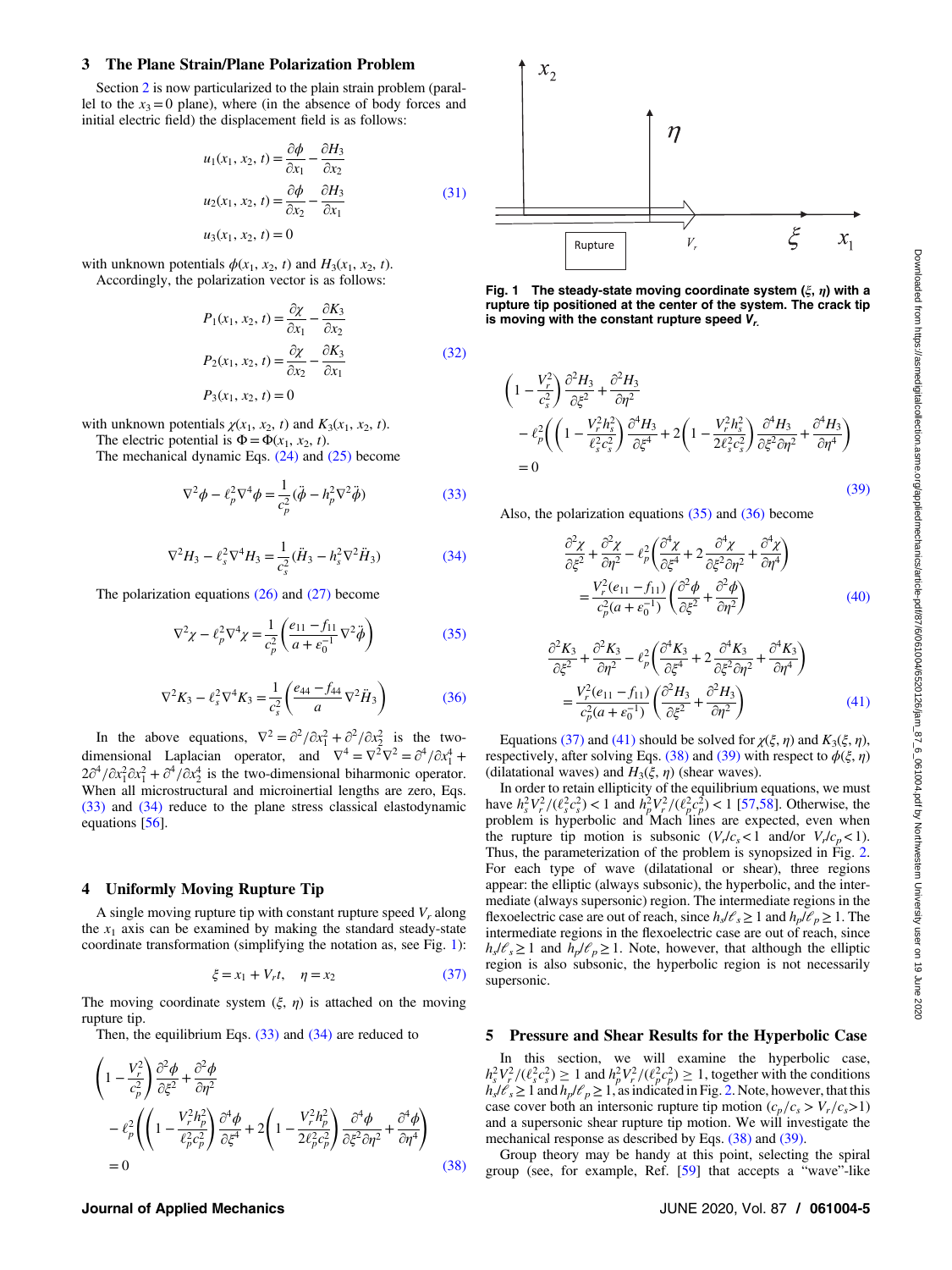## 3 The Plane Strain/Plane Polarization Problem

Section 2 is now particularized to the plain strain problem (parallel to the $x_3 = 0$ plane), where (in the absence of body forces and initial electric field) the displacement field is as follows:

$$
\begin{aligned}
u_1(x_1, x_2, t) &= \frac{\partial \phi}{\partial x_1} - \frac{\partial H_3}{\partial x_2} \\
u_2(x_1, x_2, t) &= \frac{\partial \phi}{\partial x_2} - \frac{\partial H_3}{\partial x_1} \\
u_3(x_1, x_2, t) &= 0
\end{aligned}
\tag{31}
$$

with unknown potentials $\phi(x_1, x_2, t)$ and $H_3(x_1, x_2, t)$.

Accordingly, the polarization vector is as follows:

$$
\begin{aligned}
P_1(x_1, x_2, t) &= \frac{\partial \chi}{\partial x_1} - \frac{\partial K_3}{\partial x_2} \\
P_2(x_1, x_2, t) &= \frac{\partial \chi}{\partial x_2} - \frac{\partial K_3}{\partial x_1} \\
P_3(x_1, x_2, t) &= 0
\end{aligned}
\tag{32}
$$

with unknown potentials $\chi(x_1, x_2, t)$ and $K_3(x_1, x_2, t)$.

The electric potential is $\Phi = \Phi(x_1, x_2, t)$.

The mechanical dynamic Eqs. (24) and (25) become

$$
\nabla^2 \phi - \ell_p^2 \nabla^4 \phi = \frac{1}{c_p^2}(\ddot{\phi} - h_p^2 \nabla^2 \ddot{\phi}) \tag{33}
$$

$$
\nabla^2 H_3 - \ell_s^2 \nabla^4 H_3 = \frac{1}{c_s^2}(\ddot{H}_3 - h_s^2 \nabla^2 \ddot{H}_3) \tag{34}
$$

The polarization equations (26) and (27) become

$$
\nabla^2 \chi - \ell_p^2 \nabla^4 \chi = \frac{1}{c_p^2}\left(\frac{e_{11} - f_{11}}{a + \varepsilon_0^{-1}} \nabla^2 \ddot{\phi}\right) \tag{35}
$$

$$
\nabla^2 K_3 - \ell_s^2 \nabla^4 K_3 = \frac{1}{c_s^2}\left(\frac{e_{44} - f_{44}}{a} \nabla^2 \ddot{H}_3\right) \tag{36}
$$

In the above equations, $\nabla^2 = \partial^2/\partial x_1^2 + \partial^2/\partial x_2^2$ is the two-dimensional Laplacian operator, and $\nabla^4 = \nabla^2\nabla^2 = \partial^4/\partial x_1^4 + 2\partial^4/\partial x_1^2 \partial x_1^2 + \partial^4/\partial x_2^4$ is the two-dimensional biharmonic operator. When all microstructural and microinertial lengths are zero, Eqs. (33) and (34) reduce to the plane stress classical elastodynamic equations [56].

## 4 Uniformly Moving Rupture Tip

A single moving rupture tip with constant rupture speed $V_r$ along the $x_1$ axis can be examined by making the standard steady-state coordinate transformation (simplifying the notation as, see Fig. 1):

$$
\xi = x_1 + V_r t, \quad \eta = x_2 \tag{37}
$$

The moving coordinate system $(\xi, \eta)$ is attached on the moving rupture tip.

Then, the equilibrium Eqs. (33) and (34) are reduced to

$$
\left(1 - \frac{V_r^2}{c_p^2}\right)\frac{\partial^2 \phi}{\partial \xi^2} + \frac{\partial^2 \phi}{\partial \eta^2} - \ell_p^2\left(\left(1 - \frac{V_r^2 h_p^2}{\ell_p^2 c_p^2}\right)\frac{\partial^4 \phi}{\partial \xi^4} + 2\left(1 - \frac{V_r^2 h_p^2}{2\ell_p^2 c_p^2}\right)\frac{\partial^4 \phi}{\partial \xi^2 \partial \eta^2} + \frac{\partial^4 \phi}{\partial \eta^4}\right) = 0 \tag{38}
$$

**Fig. 1 The steady-state moving coordinate system ($\xi$, $\eta$) with a rupture tip positioned at the center of the system. The crack tip is moving with the constant rupture speed $V_r$.**

$$
\left(1 - \frac{V_r^2}{c_s^2}\right)\frac{\partial^2 H_3}{\partial \xi^2} + \frac{\partial^2 H_3}{\partial \eta^2} - \ell_p^2\left(\left(1 - \frac{V_r^2 h_s^2}{\ell_s^2 c_s^2}\right)\frac{\partial^4 H_3}{\partial \xi^4} + 2\left(1 - \frac{V_r^2 h_s^2}{2\ell_s^2 c_s^2}\right)\frac{\partial^4 H_3}{\partial \xi^2 \partial \eta^2} + \frac{\partial^4 H_3}{\partial \eta^4}\right) = 0 \tag{39}
$$

Also, the polarization equations (35) and (36) become

$$
\frac{\partial^2 \chi}{\partial \xi^2} + \frac{\partial^2 \chi}{\partial \eta^2} - \ell_p^2\left(\frac{\partial^4 \chi}{\partial \xi^4} + 2\frac{\partial^4 \chi}{\partial \xi^2 \partial \eta^2} + \frac{\partial^4 \chi}{\partial \eta^4}\right) = \frac{V_r^2(e_{11} - f_{11})}{c_p^2(a + \varepsilon_0^{-1})}\left(\frac{\partial^2 \phi}{\partial \xi^2} + \frac{\partial^2 \phi}{\partial \eta^2}\right) \tag{40}
$$

$$
\frac{\partial^2 K_3}{\partial \xi^2} + \frac{\partial^2 K_3}{\partial \eta^2} - \ell_p^2\left(\frac{\partial^4 K_3}{\partial \xi^4} + 2\frac{\partial^4 K_3}{\partial \xi^2 \partial \eta^2} + \frac{\partial^4 K_3}{\partial \eta^4}\right) = \frac{V_r^2(e_{11} - f_{11})}{c_p^2(a + \varepsilon_0^{-1})}\left(\frac{\partial^2 H_3}{\partial \xi^2} + \frac{\partial^2 H_3}{\partial \eta^2}\right) \tag{41}
$$

Equations (37) and (41) should be solved for $\chi(\xi, \eta)$ and $K_3(\xi, \eta)$, respectively, after solving Eqs. (38) and (39) with respect to $\phi(\xi, \eta)$ (dilatational waves) and $H_3(\xi, \eta)$ (shear waves).

In order to retain ellipticity of the equilibrium equations, we must have $h_s^2 V_r^2/(\ell_s^2 c_s^2) < 1$ and $h_p^2 V_r^2/(\ell_p^2 c_p^2) < 1$ [57,58]. Otherwise, the problem is hyperbolic and Mach lines are expected, even when the rupture tip motion is subsonic ($V_r/c_s < 1$ and/or $V_r/c_p < 1$). Thus, the parameterization of the problem is synopsized in Fig. 2. For each type of wave (dilatational or shear), three regions appear: the elliptic (always subsonic), the hyperbolic, and the intermediate (always supersonic) region. The intermediate regions in the flexoelectric case are out of reach, since $h_s/\ell_s \geq 1$ and $h_p/\ell_p \geq 1$. The intermediate regions in the flexoelectric case are out of reach, since $h_s/\ell_s \geq 1$ and $h_p/\ell_p \geq 1$. Note, however, that although the elliptic region is also subsonic, the hyperbolic region is not necessarily supersonic.

## 5 Pressure and Shear Results for the Hyperbolic Case

In this section, we will examine the hyperbolic case, $h_s^2 V_r^2/(\ell_s^2 c_s^2) \geq 1$ and $h_p^2 V_r^2/(\ell_p^2 c_p^2) \geq 1$, together with the conditions $h_s/\ell_s \geq 1$ and $h_p/\ell_p \geq 1$, as indicated in Fig. 2. Note, however, that this case cover both an intersonic rupture tip motion ($c_p/c_s > V_r/c_s > 1$) and a supersonic shear rupture tip motion. We will investigate the mechanical response as described by Eqs. (38) and (39).

Group theory may be handy at this point, selecting the spiral group (see, for example, Ref. [59] that accepts a "wave"-like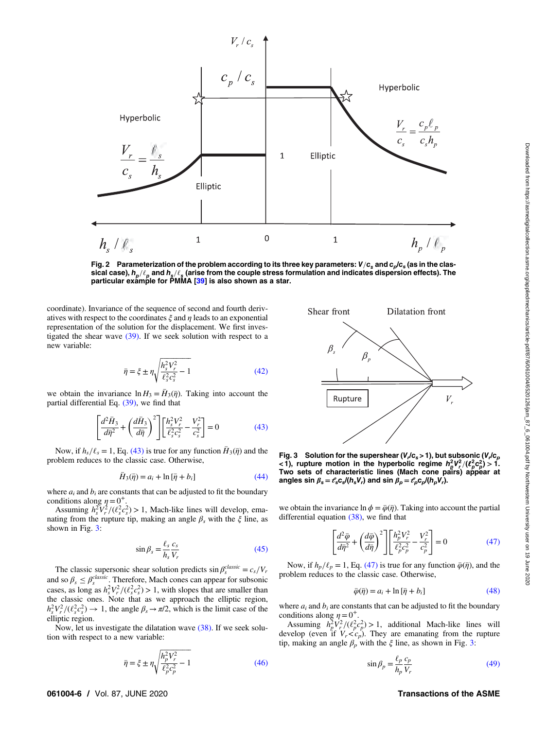Fig. 2 Parameterization of the problem according to its three key parameters: $V/c_s$ and $c_p/c_s$ (as in the classical case), $h_p/\ell_p$ and $h_s/\ell_s$ (arise from the couple stress formulation and indicates dispersion effects). The particular example for PMMA [39] is also shown as a star.

coordinate). Invariance of the sequence of second and fourth derivatives with respect to the coordinates $\xi$ and $\eta$ leads to an exponential representation of the solution for the displacement. We first investigated the shear wave (39). If we seek solution with respect to a new variable:

$$\bar{\eta} = \xi \pm \eta\sqrt{\frac{h_s^2 V_r^2}{\ell_s^2 c_s^2} - 1} \tag{42}$$

we obtain the invariance $\ln H_3 = \bar{H}_3(\bar{\eta})$. Taking into account the partial differential Eq. (39), we find that

$$\left[\frac{d^2\bar{H}_3}{d\bar{\eta}^2} + \left(\frac{d\bar{H}_3}{d\bar{\eta}}\right)^2\right]\left[\frac{h_s^2 V_r^2}{\ell_s^2 c_s^2} - \frac{V_r^2}{c_s^2}\right] = 0 \tag{43}$$

Now, if $h_s/\ell_s = 1$, Eq. (43) is true for any function $\bar{H}_3(\bar{\eta})$ and the problem reduces to the classic case. Otherwise,

$$\bar{H}_3(\bar{\eta}) = a_i + \ln[\bar{\eta} + b_i] \tag{44}$$

where $a_i$ and $b_i$ are constants that can be adjusted to fit the boundary conditions along $\eta = 0^+$.

Assuming $h_s^2 V_r^2/(\ell_s^2 c_s^2) > 1$, Mach-like lines will develop, emanating from the rupture tip, making an angle $\beta_s$ with the $\xi$ line, as shown in Fig. 3:

$$\sin\beta_s = \frac{\ell_s}{h_s}\frac{c_s}{V_r} \tag{45}$$

The classic supersonic shear solution predicts $\sin\beta_s^{classic} = c_s/V_r$ and so $\beta_s \le \beta_s^{classic}$. Therefore, Mach cones can appear for subsonic cases, as long as $h_s^2 V_r^2/(\ell_s^2 c_s^2) > 1$, with slopes that are smaller than the classic ones. Note that as we approach the elliptic region, $h_s^2 V_r^2/(\ell_s^2 c_s^2) \to 1$, the angle $\beta_s \to \pi/2$, which is the limit case of the elliptic region.

Now, let us investigate the dilatation wave (38). If we seek solution with respect to a new variable:

$$\bar{\eta} = \xi \pm \eta\sqrt{\frac{h_p^2 V_r^2}{\ell_p^2 c_p^2} - 1} \tag{46}$$

Fig. 3 Solution for the supershear ($V_r/c_s > 1$), but subsonic ($V_r/c_p < 1$), rupture motion in the hyperbolic regime $h_p^2 V_r^2/(\ell_p^2 c_p^2) > 1$. Two sets of characteristic lines (Mach cone pairs) appear at angles $\sin\beta_s = \ell_s c_s/(h_s V_r)$ and $\sin\beta_p = \ell_p c_p/(h_p V_r)$.

we obtain the invariance $\ln\phi = \bar{\varphi}(\bar{\eta})$. Taking into account the partial differential equation (38), we find that

$$\left[\frac{d^2\bar{\varphi}}{d\bar{\eta}^2} + \left(\frac{d\bar{\varphi}}{d\bar{\eta}}\right)^2\right]\left[\frac{h_p^2 V_r^2}{\ell_p^2 c_p^2} - \frac{V_r^2}{c_p^2}\right] = 0 \tag{47}$$

Now, if $h_p/\ell_p = 1$, Eq. (47) is true for any function $\bar{\varphi}(\bar{\eta})$, and the problem reduces to the classic case. Otherwise,

$$\bar{\varphi}(\bar{\eta}) = a_i + \ln[\bar{\eta} + b_i] \tag{48}$$

where $a_i$ and $b_i$ are constants that can be adjusted to fit the boundary conditions along $\eta = 0^+$.

Assuming $h_p^2 V_r^2/(\ell_p^2 c_p^2) > 1$, additional Mach-like lines will develop (even if $V_r < c_p$). They are emanating from the rupture tip, making an angle $\beta_p$ with the $\xi$ line, as shown in Fig. 3:

$$\sin\beta_p = \frac{\ell_p}{h_p}\frac{c_p}{V_r} \tag{49}$$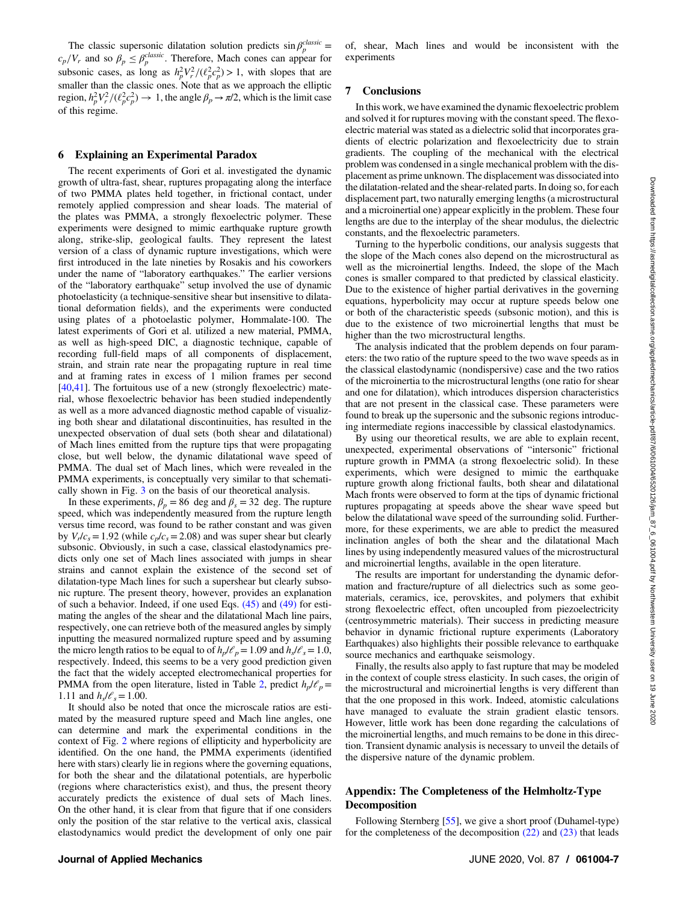The classic supersonic dilatation solution predicts $\sin\beta_p^{classic} = c_p/V_r$ and so $\beta_p \le \beta_p^{classic}$. Therefore, Mach cones can appear for subsonic cases, as long as $h_p^2 V_r^2/(\ell_p^2 c_p^2) > 1$, with slopes that are smaller than the classic ones. Note that as we approach the elliptic region, $h_p^2 V_r^2/(\ell_p^2 c_p^2) \to 1$, the angle $\beta_p \to \pi/2$, which is the limit case of this regime.

## 6 Explaining an Experimental Paradox

The recent experiments of Gori et al. investigated the dynamic growth of ultra-fast, shear, ruptures propagating along the interface of two PMMA plates held together, in frictional contact, under remotely applied compression and shear loads. The material of the plates was PMMA, a strongly flexoelectric polymer. These experiments were designed to mimic earthquake rupture growth along, strike-slip, geological faults. They represent the latest version of a class of dynamic rupture investigations, which were first introduced in the late nineties by Rosakis and his coworkers under the name of "laboratory earthquakes." The earlier versions of the "laboratory earthquake" setup involved the use of dynamic photoelasticity (a technique-sensitive shear but insensitive to dilatational deformation fields), and the experiments were conducted using plates of a photoelastic polymer, Hommalate-100. The latest experiments of Gori et al. utilized a new material, PMMA, as well as high-speed DIC, a diagnostic technique, capable of recording full-field maps of all components of displacement, strain, and strain rate near the propagating rupture in real time and at framing rates in excess of 1 milion frames per second [40,41]. The fortuitous use of a new (strongly flexoelectric) material, whose flexoelectric behavior has been studied independently as well as a more advanced diagnostic method capable of visualizing both shear and dilatational discontinuities, has resulted in the unexpected observation of dual sets (both shear and dilatational) of Mach lines emitted from the rupture tips that were propagating close, but well below, the dynamic dilatational wave speed of PMMA. The dual set of Mach lines, which were revealed in the PMMA experiments, is conceptually very similar to that schematically shown in Fig. 3 on the basis of our theoretical analysis.

In these experiments, $\beta_p = 86$ deg and $\beta_s = 32$ deg. The rupture speed, which was independently measured from the rupture length versus time record, was found to be rather constant and was given by $V_r/c_s = 1.92$ (while $c_p/c_s = 2.08$) and was super shear but clearly subsonic. Obviously, in such a case, classical elastodynamics predicts only one set of Mach lines associated with jumps in shear strains and cannot explain the existence of the second set of dilatation-type Mach lines for such a supershear but clearly subsonic rupture. The present theory, however, provides an explanation of such a behavior. Indeed, if one used Eqs. (45) and (49) for estimating the angles of the shear and the dilatational Mach line pairs, respectively, one can retrieve both of the measured angles by simply inputting the measured normalized rupture speed and by assuming the micro length ratios to be equal to of $h_p/\ell_p = 1.09$ and $h_s/\ell_s = 1.0$, respectively. Indeed, this seems to be a very good prediction given the fact that the widely accepted electromechanical properties for PMMA from the open literature, listed in Table 2, predict $h_p/\ell_p = 1.11$ and $h_s/\ell_s = 1.00$.

It should also be noted that once the microscale ratios are estimated by the measured rupture speed and Mach line angles, one can determine and mark the experimental conditions in the context of Fig. 2 where regions of ellipticity and hyperbolicity are identified. On the one hand, the PMMA experiments (identified here with stars) clearly lie in regions where the governing equations, for both the shear and the dilatational potentials, are hyperbolic (regions where characteristics exist), and thus, the present theory accurately predicts the existence of dual sets of Mach lines. On the other hand, it is clear from that figure that if one considers only the position of the star relative to the vertical axis, classical elastodynamics would predict the development of only one pair of, shear, Mach lines and would be inconsistent with the experiments

## 7 Conclusions

In this work, we have examined the dynamic flexoelectric problem and solved it for ruptures moving with the constant speed. The flexoelectric material was stated as a dielectric solid that incorporates gradients of electric polarization and flexoelectricity due to strain gradients. The coupling of the mechanical with the electrical problem was condensed in a single mechanical problem with the displacement as prime unknown. The displacement was dissociated into the dilatation-related and the shear-related parts. In doing so, for each displacement part, two naturally emerging lengths (a microstructural and a microinertial one) appear explicitly in the problem. These four lengths are due to the interplay of the shear modulus, the dielectric constants, and the flexoelectric parameters.

Turning to the hyperbolic conditions, our analysis suggests that the slope of the Mach cones also depend on the microstructural as well as the microinertial lengths. Indeed, the slope of the Mach cones is smaller compared to that predicted by classical elasticity. Due to the existence of higher partial derivatives in the governing equations, hyperbolicity may occur at rupture speeds below one or both of the characteristic speeds (subsonic motion), and this is due to the existence of two microinertial lengths that must be higher than the two microstructural lengths.

The analysis indicated that the problem depends on four parameters: the two ratio of the rupture speed to the two wave speeds as in the classical elastodynamic (nondispersive) case and the two ratios of the microinertia to the microstructural lengths (one ratio for shear and one for dilatation), which introduces dispersion characteristics that are not present in the classical case. These parameters were found to break up the supersonic and the subsonic regions introducing intermediate regions inaccessible by classical elastodynamics.

By using our theoretical results, we are able to explain recent, unexpected, experimental observations of "intersonic" frictional rupture growth in PMMA (a strong flexoelectric solid). In these experiments, which were designed to mimic the earthquake rupture growth along frictional faults, both shear and dilatational Mach fronts were observed to form at the tips of dynamic frictional ruptures propagating at speeds above the shear wave speed but below the dilatational wave speed of the surrounding solid. Furthermore, for these experiments, we are able to predict the measured inclination angles of both the shear and the dilatational Mach lines by using independently measured values of the microstructural and microinertial lengths, available in the open literature.

The results are important for understanding the dynamic deformation and fracture/rupture of all dielectrics such as some geomaterials, ceramics, ice, perovskites, and polymers that exhibit strong flexoelectric effect, often uncoupled from piezoelectricity (centrosymmetric materials). Their success in predicting measure behavior in dynamic frictional rupture experiments (Laboratory Earthquakes) also highlights their possible relevance to earthquake source mechanics and earthquake seismology.

Finally, the results also apply to fast rupture that may be modeled in the context of couple stress elasticity. In such cases, the origin of the microstructural and microinertial lengths is very different than that the one proposed in this work. Indeed, atomistic calculations have managed to evaluate the strain gradient elastic tensors. However, little work has been done regarding the calculations of the microinertial lengths, and much remains to be done in this direction. Transient dynamic analysis is necessary to unveil the details of the dispersive nature of the dynamic problem.

## Appendix: The Completeness of the Helmholtz-Type Decomposition

Following Sternberg [55], we give a short proof (Duhamel-type) for the completeness of the decomposition (22) and (23) that leads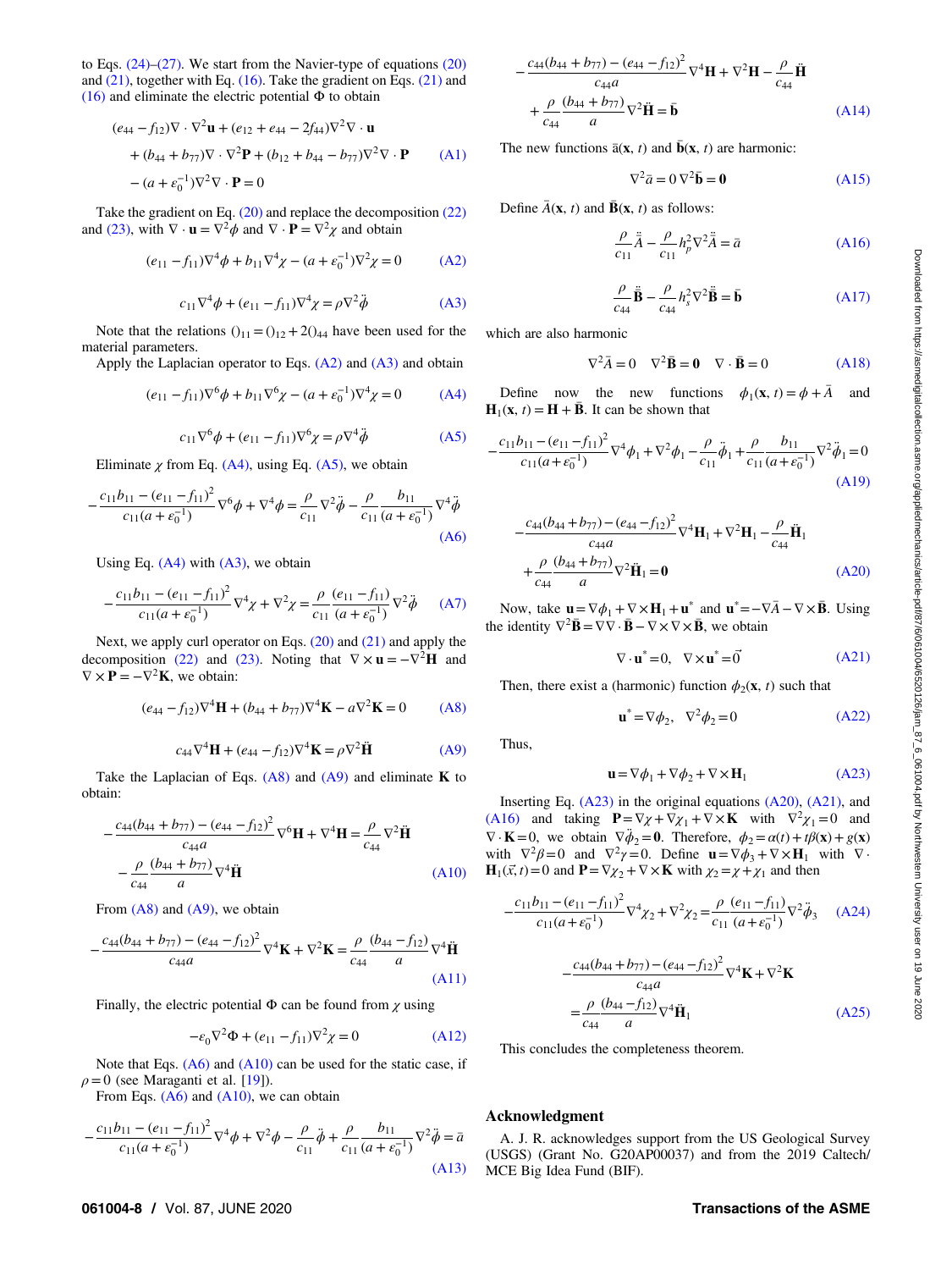to Eqs. (24)–(27). We start from the Navier-type of equations (20) and (21), together with Eq. (16). Take the gradient on Eqs. (21) and (16) and eliminate the electric potential $\Phi$ to obtain

$$
\begin{aligned}
&(e_{44}-f_{12})\nabla\cdot\nabla^2\mathbf{u}+(e_{12}+e_{44}-2f_{44})\nabla^2\nabla\cdot\mathbf{u}\\
&+(b_{44}+b_{77})\nabla\cdot\nabla^2\mathbf{P}+(b_{12}+b_{44}-b_{77})\nabla^2\nabla\cdot\mathbf{P}\\
&-(a+\varepsilon_0^{-1})\nabla^2\nabla\cdot\mathbf{P}=0
\end{aligned}
\tag{A1}
$$

Take the gradient on Eq. (20) and replace the decomposition (22) and (23), with $\nabla\cdot\mathbf{u}=\nabla^2\phi$ and $\nabla\cdot\mathbf{P}=\nabla^2\chi$ and obtain

$$
(e_{11}-f_{11})\nabla^4\phi+b_{11}\nabla^4\chi-(a+\varepsilon_0^{-1})\nabla^2\chi=0 \tag{A2}
$$

$$
c_{11}\nabla^4\phi+(e_{11}-f_{11})\nabla^4\chi=\rho\nabla^2\ddot{\phi} \tag{A3}
$$

Note that the relations $()_{11}=()_{12}+2()_{44}$ have been used for the material parameters.

Apply the Laplacian operator to Eqs. (A2) and (A3) and obtain

$$
(e_{11}-f_{11})\nabla^6\phi+b_{11}\nabla^6\chi-(a+\varepsilon_0^{-1})\nabla^4\chi=0 \tag{A4}
$$

$$
c_{11}\nabla^6\phi+(e_{11}-f_{11})\nabla^6\chi=\rho\nabla^4\ddot{\phi} \tag{A5}
$$

Eliminate $\chi$ from Eq. (A4), using Eq. (A5), we obtain

$$
-\frac{c_{11}b_{11}-(e_{11}-f_{11})^2}{c_{11}(a+\varepsilon_0^{-1})}\nabla^6\phi+\nabla^4\phi=\frac{\rho}{c_{11}}\nabla^2\ddot{\phi}-\frac{\rho}{c_{11}}\frac{b_{11}}{(a+\varepsilon_0^{-1})}\nabla^4\ddot{\phi} \tag{A6}
$$

Using Eq. (A4) with (A3), we obtain

$$
-\frac{c_{11}b_{11}-(e_{11}-f_{11})^2}{c_{11}(a+\varepsilon_0^{-1})}\nabla^4\chi+\nabla^2\chi=\frac{\rho}{c_{11}}\frac{(e_{11}-f_{11})}{(a+\varepsilon_0^{-1})}\nabla^2\ddot{\phi} \tag{A7}
$$

Next, we apply curl operator on Eqs. (20) and (21) and apply the decomposition (22) and (23). Noting that $\nabla\times\mathbf{u}=-\nabla^2\mathbf{H}$ and $\nabla\times\mathbf{P}=-\nabla^2\mathbf{K}$, we obtain:

$$
(e_{44}-f_{12})\nabla^4\mathbf{H}+(b_{44}+b_{77})\nabla^4\mathbf{K}-a\nabla^2\mathbf{K}=0 \tag{A8}
$$

$$
c_{44}\nabla^4\mathbf{H}+(e_{44}-f_{12})\nabla^4\mathbf{K}=\rho\nabla^2\ddot{\mathbf{H}} \tag{A9}
$$

Take the Laplacian of Eqs. (A8) and (A9) and eliminate $\mathbf{K}$ to obtain:

$$
\begin{aligned}
-\frac{c_{44}(b_{44}+b_{77})-(e_{44}-f_{12})^2}{c_{44}a}\nabla^6\mathbf{H}+\nabla^4\mathbf{H}&=\frac{\rho}{c_{44}}\nabla^2\ddot{\mathbf{H}}\\
&-\frac{\rho}{c_{44}}\frac{(b_{44}+b_{77})}{a}\nabla^4\ddot{\mathbf{H}}
\end{aligned}
\tag{A10}
$$

From (A8) and (A9), we obtain

$$
-\frac{c_{44}(b_{44}+b_{77})-(e_{44}-f_{12})^2}{c_{44}a}\nabla^4\mathbf{K}+\nabla^2\mathbf{K}=\frac{\rho}{c_{44}}\frac{(b_{44}-f_{12})}{a}\nabla^4\ddot{\mathbf{H}} \tag{A11}
$$

Finally, the electric potential $\Phi$ can be found from $\chi$ using

$$
-\varepsilon_0\nabla^2\Phi+(e_{11}-f_{11})\nabla^2\chi=0 \tag{A12}
$$

Note that Eqs. (A6) and (A10) can be used for the static case, if $\rho=0$ (see Maraganti et al. [19]).

From Eqs. (A6) and (A10), we can obtain

$$
-\frac{c_{11}b_{11}-(e_{11}-f_{11})^2}{c_{11}(a+\varepsilon_0^{-1})}\nabla^4\phi+\nabla^2\phi-\frac{\rho}{c_{11}}\ddot{\phi}+\frac{\rho}{c_{11}}\frac{b_{11}}{(a+\varepsilon_0^{-1})}\nabla^2\ddot{\phi}=\bar{a} \tag{A13}
$$

$$
\begin{aligned}
&-\frac{c_{44}(b_{44}+b_{77})-(e_{44}-f_{12})^2}{c_{44}a}\nabla^4\mathbf{H}+\nabla^2\mathbf{H}-\frac{\rho}{c_{44}}\ddot{\mathbf{H}}\\
&+\frac{\rho}{c_{44}}\frac{(b_{44}+b_{77})}{a}\nabla^2\ddot{\mathbf{H}}=\bar{\mathbf{b}}
\end{aligned}
\tag{A14}
$$

The new functions $\bar{a}(\mathbf{x},t)$ and $\bar{\mathbf{b}}(\mathbf{x},t)$ are harmonic:

$$
\nabla^2\bar{a}=0\ \nabla^2\bar{\mathbf{b}}=\mathbf{0} \tag{A15}
$$

Define $\bar{A}(\mathbf{x},t)$ and $\bar{\mathbf{B}}(\mathbf{x},t)$ as follows:

$$
\frac{\rho}{c_{11}}\ddot{\bar{A}}-\frac{\rho}{c_{11}}h_p^2\nabla^2\ddot{\bar{A}}=\bar{a} \tag{A16}
$$

$$
\frac{\rho}{c_{44}}\ddot{\bar{\mathbf{B}}}-\frac{\rho}{c_{44}}h_s^2\nabla^2\ddot{\bar{\mathbf{B}}}=\bar{\mathbf{b}} \tag{A17}
$$

which are also harmonic

$$
\nabla^2\bar{A}=0\quad\nabla^2\bar{\mathbf{B}}=\mathbf{0}\quad\nabla\cdot\bar{\mathbf{B}}=0 \tag{A18}
$$

Define now the new functions $\phi_1(\mathbf{x},t)=\phi+\bar{A}$ and $\mathbf{H}_1(\mathbf{x},t)=\mathbf{H}+\bar{\mathbf{B}}$. It can be shown that

$$
-\frac{c_{11}b_{11}-(e_{11}-f_{11})^2}{c_{11}(a+\varepsilon_0^{-1})}\nabla^4\phi_1+\nabla^2\phi_1-\frac{\rho}{c_{11}}\ddot{\phi}_1+\frac{\rho}{c_{11}}\frac{b_{11}}{(a+\varepsilon_0^{-1})}\nabla^2\ddot{\phi}_1=0 \tag{A19}
$$

$$
\begin{aligned}
&-\frac{c_{44}(b_{44}+b_{77})-(e_{44}-f_{12})^2}{c_{44}a}\nabla^4\mathbf{H}_1+\nabla^2\mathbf{H}_1-\frac{\rho}{c_{44}}\ddot{\mathbf{H}}_1\\
&+\frac{\rho}{c_{44}}\frac{(b_{44}+b_{77})}{a}\nabla^2\ddot{\mathbf{H}}_1=\mathbf{0}
\end{aligned}
\tag{A20}
$$

Now, take $\mathbf{u}=\nabla\phi_1+\nabla\times\mathbf{H}_1+\mathbf{u}^*$ and $\mathbf{u}^*=-\nabla\bar{A}-\nabla\times\bar{\mathbf{B}}$. Using the identity $\nabla^2\bar{\mathbf{B}}=\nabla\nabla\cdot\bar{\mathbf{B}}-\nabla\times\nabla\times\bar{\mathbf{B}}$, we obtain

$$
\nabla\cdot\mathbf{u}^*=0,\quad\nabla\times\mathbf{u}^*=\vec{0} \tag{A21}
$$

Then, there exist a (harmonic) function $\phi_2(\mathbf{x},t)$ such that

$$
\mathbf{u}^*=\nabla\phi_2,\quad\nabla^2\phi_2=0 \tag{A22}
$$

Thus,

$$
\mathbf{u}=\nabla\phi_1+\nabla\phi_2+\nabla\times\mathbf{H}_1 \tag{A23}
$$

Inserting Eq. (A23) in the original equations (A20), (A21), and (A16) and taking $\mathbf{P}=\nabla\chi+\nabla\chi_1+\nabla\times\mathbf{K}$ with $\nabla^2\chi_1=0$ and $\nabla\cdot\mathbf{K}=0$, we obtain $\nabla\ddot{\phi}_2=\mathbf{0}$. Therefore, $\phi_2=\alpha(t)+t\beta(\mathbf{x})+g(\mathbf{x})$ with $\nabla^2\beta=0$ and $\nabla^2\gamma=0$. Define $\mathbf{u}=\nabla\phi_3+\nabla\times\mathbf{H}_1$ with $\nabla\cdot\mathbf{H}_1(\vec{x},t)=0$ and $\mathbf{P}=\nabla\chi_2+\nabla\times\mathbf{K}$ with $\chi_2=\chi+\chi_1$ and then

$$
-\frac{c_{11}b_{11}-(e_{11}-f_{11})^2}{c_{11}(a+\varepsilon_0^{-1})}\nabla^4\chi_2+\nabla^2\chi_2=\frac{\rho}{c_{11}}\frac{(e_{11}-f_{11})}{(a+\varepsilon_0^{-1})}\nabla^2\ddot{\phi}_3 \tag{A24}
$$

$$
\begin{aligned}
&-\frac{c_{44}(b_{44}+b_{77})-(e_{44}-f_{12})^2}{c_{44}a}\nabla^4\mathbf{K}+\nabla^2\mathbf{K}\\
&=\frac{\rho}{c_{44}}\frac{(b_{44}-f_{12})}{a}\nabla^4\ddot{\mathbf{H}}_1
\end{aligned}
\tag{A25}
$$

This concludes the completeness theorem.

## Acknowledgment

A. J. R. acknowledges support from the US Geological Survey (USGS) (Grant No. G20AP00037) and from the 2019 Caltech/MCE Big Idea Fund (BIF).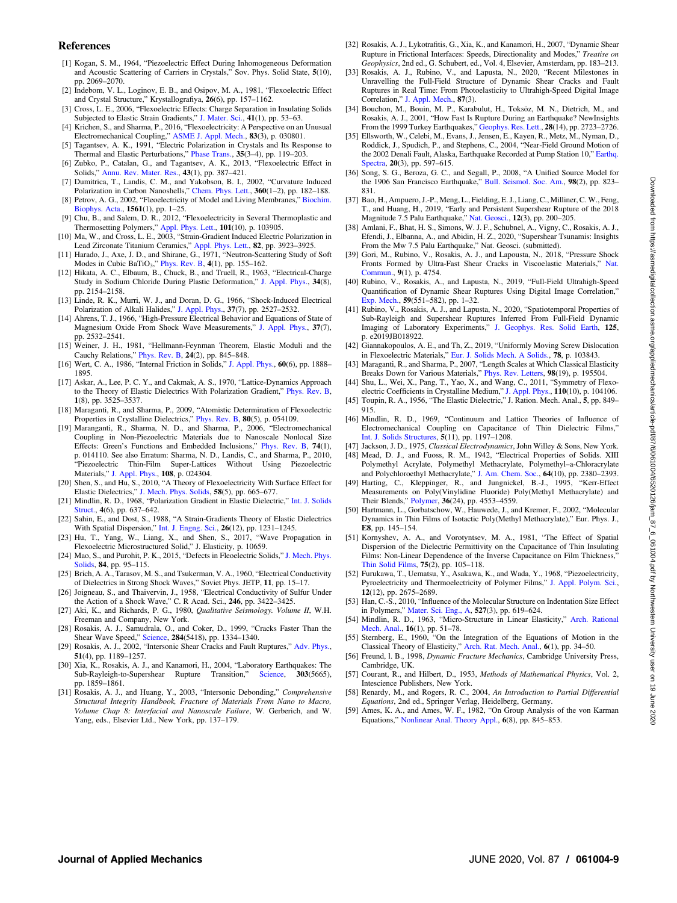## References

[1] Kogan, S. M., 1964, "Piezoelectric Effect During Inhomogeneous Deformation and Acoustic Scattering of Carriers in Crystals," Sov. Phys. Solid State, **5**(10), pp. 2069–2070.

[2] Indebom, V. L., Loginov, E. B., and Osipov, M. A., 1981, "Flexoelectric Effect and Crystal Structure," Krystallografiya, **26**(6), pp. 157–1162.

[3] Cross, L. E., 2006, "Flexoelectric Effects: Charge Separation in Insulating Solids Subjected to Elastic Strain Gradients," J. Mater. Sci., **41**(1), pp. 53–63.

[4] Krichen, S., and Sharma, P., 2016, "Flexoelectricity: A Perspective on an Unusual Electromechanical Coupling," ASME J. Appl. Mech., **83**(3), p. 030801.

[5] Tagantsev, A. K., 1991, "Electric Polarization in Crystals and Its Response to Thermal and Elastic Perturbations," Phase Trans., **35**(3–4), pp. 119–203.

[6] Zubko, P., Catalan, G., and Tagantsev, A. K., 2013, "Flexoelectric Effect in Solids," Annu. Rev. Mater. Res., **43**(1), pp. 387–421.

[7] Dumitrica, T., Landis, C. M., and Yakobson, B. I., 2002, "Curvature Induced Polarization in Carbon Nanoshells," Chem. Phys. Lett., **360**(1–2), pp. 182–188.

[8] Petrov, A. G., 2002, "Fleoelectricity of Model and Living Membranes," Biochim. Biophys. Acta., **1561**(1), pp. 1–25.

[9] Chu, B., and Salem, D. R., 2012, "Flexoelectricity in Several Thermoplastic and Thermosetting Polymers," Appl. Phys. Lett., **101**(10), p. 103905.

[10] Ma, W., and Cross, L. E., 2003, "Strain-Gradient Induced Electric Polarization in Lead Zirconate Titanium Ceramics," Appl. Phys. Lett., **82**, pp. 3923–3925.

[11] Harado, J., Axe, J. D., and Shirane, G., 1971, "Neutron-Scattering Study of Soft Modes in Cubic $BaTiO_3$," Phys. Rev. B, **4**(1), pp. 155–162.

[12] Hikata, A. C., Elbaum, B., Chuck, B., and Truell, R., 1963, "Electrical-Charge Study in Sodium Chloride During Plastic Deformation," J. Appl. Phys., **34**(8), pp. 2154–2158.

[13] Linde, R. K., Murri, W. J., and Doran, D. G., 1966, "Shock-Induced Electrical Polarization of Alkali Halides," J. Appl. Phys., **37**(7), pp. 2527–2532.

[14] Ahrens, T. J., 1966, "High-Pressure Electrical Behavior and Equations of State of Magnesium Oxide From Shock Wave Measurements," J. Appl. Phys., **37**(7), pp. 2532–2541.

[15] Weiner, J. H., 1981, "Hellmann-Feynman Theorem, Elastic Moduli and the Cauchy Relations," Phys. Rev. B, **24**(2), pp. 845–848.

[16] Wert, C. A., 1986, "Internal Friction in Solids," J. Appl. Phys., **60**(6), pp. 1888–1895.

[17] Askar, A., Lee, P. C. Y., and Cakmak, A. S., 1970, "Lattice-Dynamics Approach to the Theory of Elastic Dielectrics With Polarization Gradient," Phys. Rev. B, **1**(8), pp. 3525–3537.

[18] Maranganti, R., and Sharma, P., 2009, "Atomistic Determination of Flexoelectric Properties in Crystalline Dielectrics," Phys. Rev. B, **80**(5), p. 054109.

[19] Maranganti, R., Sharma, N. D., and Sharma, P., 2006, "Electromechanical Coupling in Non-Piezoelectric Materials due to Nanoscale Nonlocal Size Effects: Green's Functions and Embedded Inclusions," Phys. Rev. B, **74**(1), p. 014110. See also Erratum: Sharma, N. D., Landis, C., and Sharma, P., 2010, "Piezoelectric Thin-Film Super-Lattices Without Using Piezoelectric Materials," J. Appl. Phys., **108**, p. 024304.

[20] Shen, S., and Hu, S., 2010, "A Theory of Flexoelectricity With Surface Effect for Elastic Dielectrics," J. Mech. Phys. Solids, **58**(5), pp. 665–677.

[21] Mindlin, R. D., 1968, "Polarization Gradient in Elastic Dielectric," Int. J. Solids Struct., **4**(6), pp. 637–642.

[22] Sahin, E., and Dost, S., 1988, "A Strain-Gradients Theory of Elastic Dielectrics With Spatial Dispersion," Int. J. Engng. Sci., **26**(12), pp. 1231–1245.

[23] Hu, T., Yang, W., Liang, X., and Shen, S., 2017, "Wave Propagation in Flexoelectric Microstructured Solid," J. Elasticity, p. 10659.

[24] Mao, S., and Purohit, P. K., 2015, "Defects in Fleoelectric Solids," J. Mech. Phys. Solids, **84**, pp. 95–115.

[25] Brich, A. A., Tarasov, M. S., and Tsukerman, V. A., 1960, "Electrical Conductivity of Dielectrics in Strong Shock Waves," Soviet Phys. JETP, **11**, pp. 15–17.

[26] Joigneau, S., and Thaivervin, J., 1958, "Electrical Conductivity of Sulfur Under the Action of a Shock Wave," C R Acad. Sci., **246**, pp. 3422–3425.

[27] Aki, K., and Richards, P. G., 1980, *Qualitative Seismology. Volume II*, W.H. Freeman and Company, New York.

[28] Rosakis, A. J., Samudrala, O., and Coker, D., 1999, "Cracks Faster Than the Shear Wave Speed," Science, **284**(5418), pp. 1334–1340.

[29] Rosakis, A. J., 2002, "Intersonic Shear Cracks and Fault Ruptures," Adv. Phys., **51**(4), pp. 1189–1257.

[30] Xia, K., Rosakis, A. J., and Kanamori, H., 2004, "Laboratory Earthquakes: The Sub-Rayleigh-to-Supershear Rupture Transition," Science, **303**(5665), pp. 1859–1861.

[31] Rosakis, A. J., and Huang, Y., 2003, "Intersonic Debonding," *Comprehensive Structural Integrity Handbook, Fracture of Materials From Nano to Macro, Volume Chap 8: Interfacial and Nanoscale Failure*, W. Gerberich, and W. Yang, eds., Elsevier Ltd., New York, pp. 137–179.

[32] Rosakis, A. J., Lykotrafitis, G., Xia, K., and Kanamori, H., 2007, "Dynamic Shear Rupture in Frictional Interfaces: Speeds, Directionality and Modes," *Treatise on Geophysics*, 2nd ed., G. Schubert, ed., Vol. 4, Elsevier, Amsterdam, pp. 183–213.

[33] Rosakis, A. J., Rubino, V., and Lapusta, N., 2020, "Recent Milestones in Unravelling the Full-Field Structure of Dynamic Shear Cracks and Fault Ruptures in Real Time: From Photoelasticity to Ultrahigh-Speed Digital Image Correlation," J. Appl. Mech., **87**(3).

[34] Bouchon, M., Bouin, M. P., Karabulut, H., Toksöz, M. N., Dietrich, M., and Rosakis, A. J., 2001, "How Fast Is Rupture During an Earthquake? NewInsights From the 1999 Turkey Earthquakes," Geophys. Res. Lett., **28**(14), pp. 2723–2726.

[35] Ellsworth, W., Celebi, M., Evans, J., Jensen, E., Kayen, R., Metz, M., Nyman, D., Roddick, J., Spudich, P., and Stephens, C., 2004, "Near-Field Ground Motion of the 2002 Denali Fault, Alaska, Earthquake Recorded at Pump Station 10," Earthq. Spectra, **20**(3), pp. 597–615.

[36] Song, S. G., Beroza, G. C., and Segall, P., 2008, "A Unified Source Model for the 1906 San Francisco Earthquake," Bull. Seismol. Soc. Am., **98**(2), pp. 823–831.

[37] Bao, H., Ampuero, J.-P., Meng, L., Fielding, E. J., Liang, C., Milliner, C. W., Feng, T., and Huang, H., 2019, "Early and Persistent Supershear Rupture of the 2018 Magnitude 7.5 Palu Earthquake," Nat. Geosci., **12**(3), pp. 200–205.

[38] Amlani, F., Bhat, H. S., Simons, W. J. F., Schubnel, A., Vigny, C., Rosakis, A. J., Efendi, J., Elbanna, A., and Abidin, H. Z., 2020, "Supershear Tsunamis: Insights From the Mw 7.5 Palu Earthquake," Nat. Geosci. (submitted).

[39] Gori, M., Rubino, V., Rosakis, A. J., and Lapousta, N., 2018, "Pressure Shock Fronts Formed by Ultra-Fast Shear Cracks in Viscoelastic Materials," Nat. Commun., **9**(1), p. 4754.

[40] Rubino, V., Rosakis, A., and Lapusta, N., 2019, "Full-Field Ultrahigh-Speed Quantification of Dynamic Shear Ruptures Using Digital Image Correlation," Exp. Mech., **59**(551–582), pp. 1–32.

[41] Rubino, V., Rosakis, A. J., and Lapusta, N., 2020, "Spatiotemporal Properties of Sub-Rayleigh and Supershear Ruptures Inferred From Full-Field Dynamic Imaging of Laboratory Experiments," J. Geophys. Res. Solid Earth, **125**, p. e2019JB018922.

[42] Giannakopoulos, A. E., and Th, Z., 2019, "Uniformly Moving Screw Dislocation in Flexoelectric Materials," Eur. J. Solids Mech. A Solids., **78**, p. 103843.

[43] Maraganti, R., and Sharma, P., 2007, "Length Scales at Which Classical Elasticity Breaks Down for Various Materials," Phys. Rev. Letters, **98**(19), p. 195504.

[44] Shu, L., Wei, X., Pang, T., Yao, X., and Wang, C., 2011, "Symmetry of Flexo-electric Coefficients in Crystalline Medium," J. Appl. Phys., **110**(10), p. 104106.

[45] Toupin, R. A., 1956, "The Elastic Dielectric," J. Ration. Mech. Anal., **5**, pp. 849–915.

[46] Mindlin, R. D., 1969, "Continuum and Lattice Theories of Influence of Electromechanical Coupling on Capacitance of Thin Dielectric Films," Int. J. Solids Structures, **5**(11), pp. 1197–1208.

[47] Jackson, J. D., 1975, *Classical Electrodynamics*, John Willey & Sons, New York.

[48] Mead, D. J., and Fuoss, R. M., 1942, "Electrical Properties of Solids. XIII Polymethyl Acrylate, Polymethyl Methacrylate, Polymethyl–a-Chloracrylate and Polychloroethyl Methacrylate," J. Am. Chem. Soc., **64**(10), pp. 2380–2393.

[49] Harting, C., Kleppinger, R., and Jungnickel, B.-J., 1995, "Kerr-Effect Measurements on Poly(Vinylidine Fluoride) Poly(Methyl Methacrylate) and Their Blends," Polymer, **36**(24), pp. 4553–4559.

[50] Hartmann, L., Gorbatschow, W., Hauwede, J., and Kremer, F., 2002, "Molecular Dynamics in Thin Films of Isotactic Poly(Methyl Methacrylate)," Eur. Phys. J., **E8**, pp. 145–154.

[51] Kornyshev, A. A., and Vorotyntsev, M. A., 1981, "The Effect of Spatial Dispersion of the Dielectric Permittivity on the Capacitance of Thin Insulating Films: Non-Linear Dependence of the Inverse Capacitance on Film Thickness," Thin Solid Films, **75**(2), pp. 105–118.

[52] Furukawa, T., Uematsu, Y., Asakawa, K., and Wada, Y., 1968, "Piezoelectricity, Pyroelectricity and Thermoelectricity of Polymer Films," J. Appl. Polym. Sci., **12**(12), pp. 2675–2689.

[53] Han, C.-S., 2010, "Influence of the Molecular Structure on Indentation Size Effect in Polymers," Mater. Sci. Eng., A, **527**(3), pp. 619–624.

[54] Mindlin, R. D., 1963, "Micro-Structure in Linear Elasticity," Arch. Rational Mech. Anal., **16**(1), pp. 51–78.

[55] Sternberg, E., 1960, "On the Integration of the Equations of Motion in the Classical Theory of Elasticity," Arch. Rat. Mech. Anal., **6**(1), pp. 34–50.

[56] Freund, l. B., 1998, *Dynamic Fracture Mechanics*, Cambridge University Press, Cambridge, UK.

[57] Courant, R., and Hilbert, D., 1953, *Methods of Mathematical Physics*, Vol. 2, Intescience Publishers, New York.

[58] Renardy, M., and Rogers, R. C., 2004, *An Introduction to Partial Differential Equations*, 2nd ed., Springer Verlag, Heidelberg, Germany.

[59] Ames, K. A., and Ames, W. F., 1982, "On Group Analysis of the von Karman Equations," Nonlinear Anal. Theory Appl., **6**(8), pp. 845–853.